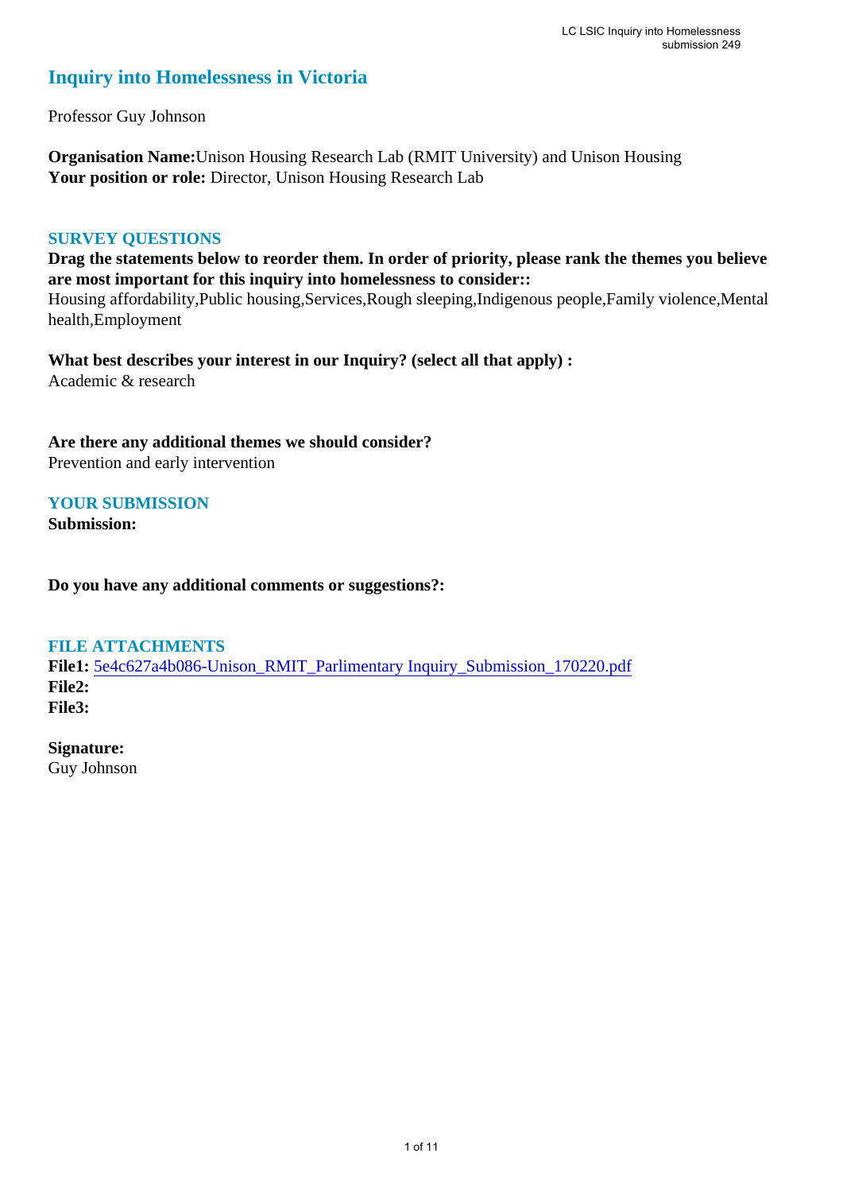# Inquiry into Homelessness in Victoria

Professor Guy Johnson

**Organisation Name:** Unison Housing Research Lab (RMIT University) and Unison Housing
**Your position or role:** Director, Unison Housing Research Lab

## SURVEY QUESTIONS

**Drag the statements below to reorder them. In order of priority, please rank the themes you believe are most important for this inquiry into homelessness to consider::**
Housing affordability,Public housing,Services,Rough sleeping,Indigenous people,Family violence,Mental health,Employment

**What best describes your interest in our Inquiry? (select all that apply) :**
Academic & research

**Are there any additional themes we should consider?**
Prevention and early intervention

## YOUR SUBMISSION

**Submission:**

**Do you have any additional comments or suggestions?:**

## FILE ATTACHMENTS

**File1:** 5e4c627a4b086-Unison_RMIT_Parlimentary Inquiry_Submission_170220.pdf
**File2:**
**File3:**

**Signature:**
Guy Johnson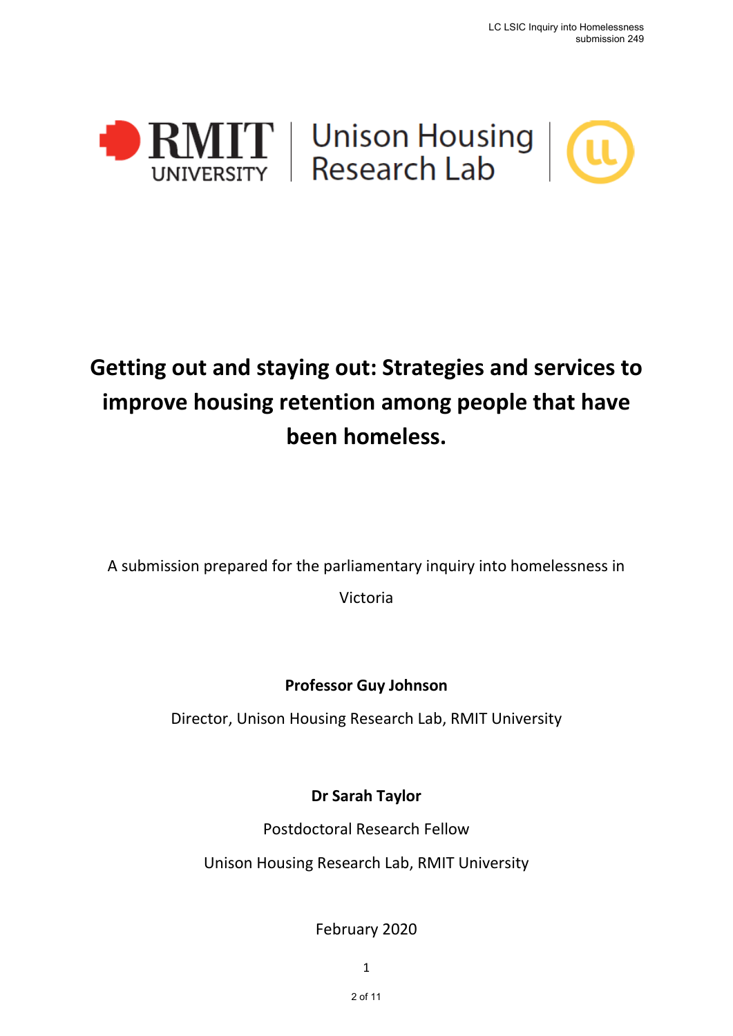# Getting out and staying out: Strategies and services to improve housing retention among people that have been homeless.

A submission prepared for the parliamentary inquiry into homelessness in Victoria

**Professor Guy Johnson**

Director, Unison Housing Research Lab, RMIT University

**Dr Sarah Taylor**

Postdoctoral Research Fellow

Unison Housing Research Lab, RMIT University

February 2020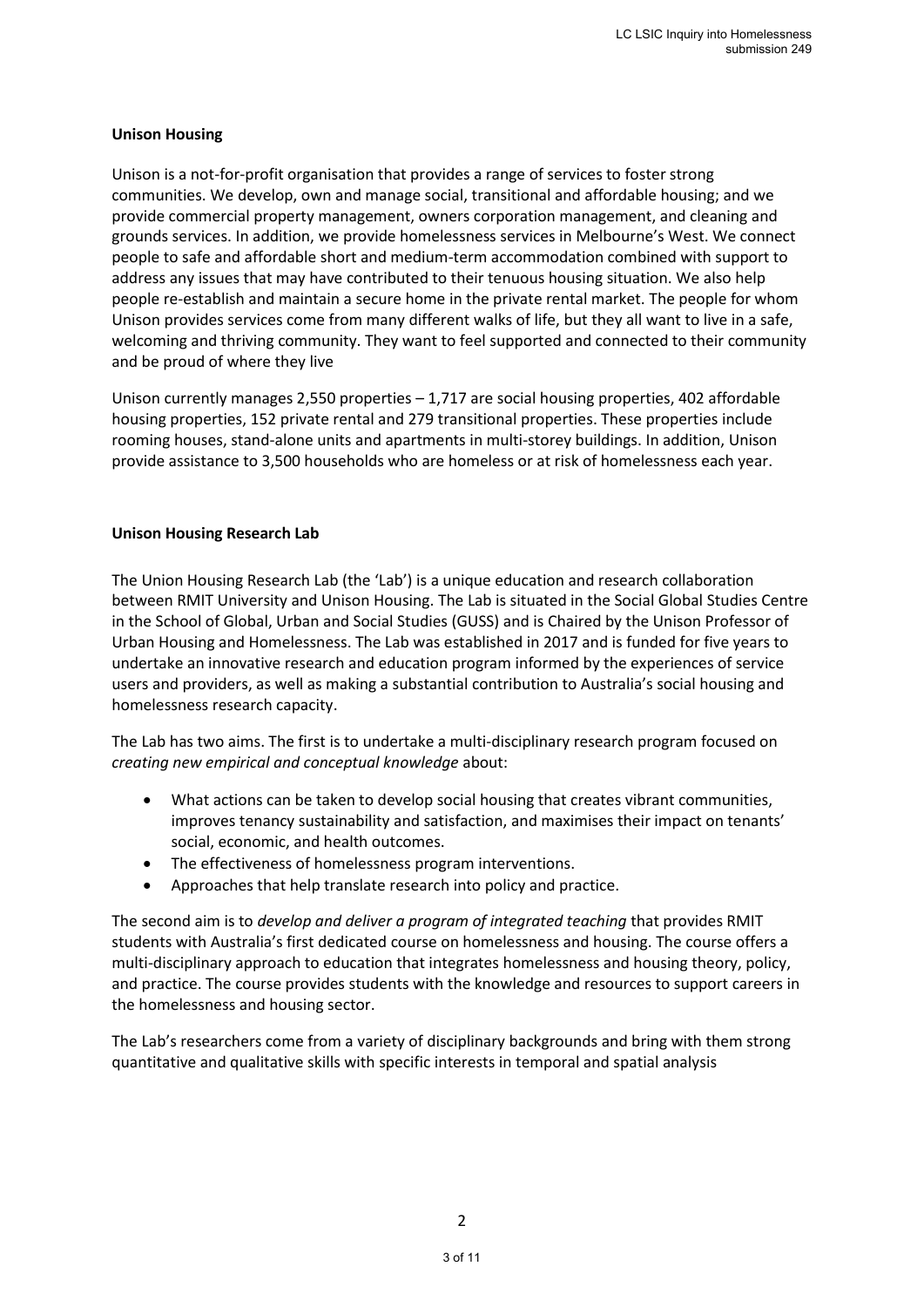**Unison Housing**

Unison is a not-for-profit organisation that provides a range of services to foster strong communities. We develop, own and manage social, transitional and affordable housing; and we provide commercial property management, owners corporation management, and cleaning and grounds services. In addition, we provide homelessness services in Melbourne's West. We connect people to safe and affordable short and medium-term accommodation combined with support to address any issues that may have contributed to their tenuous housing situation. We also help people re-establish and maintain a secure home in the private rental market. The people for whom Unison provides services come from many different walks of life, but they all want to live in a safe, welcoming and thriving community. They want to feel supported and connected to their community and be proud of where they live

Unison currently manages 2,550 properties – 1,717 are social housing properties, 402 affordable housing properties, 152 private rental and 279 transitional properties. These properties include rooming houses, stand-alone units and apartments in multi-storey buildings. In addition, Unison provide assistance to 3,500 households who are homeless or at risk of homelessness each year.

**Unison Housing Research Lab**

The Union Housing Research Lab (the 'Lab') is a unique education and research collaboration between RMIT University and Unison Housing. The Lab is situated in the Social Global Studies Centre in the School of Global, Urban and Social Studies (GUSS) and is Chaired by the Unison Professor of Urban Housing and Homelessness. The Lab was established in 2017 and is funded for five years to undertake an innovative research and education program informed by the experiences of service users and providers, as well as making a substantial contribution to Australia's social housing and homelessness research capacity.

The Lab has two aims. The first is to undertake a multi-disciplinary research program focused on *creating new empirical and conceptual knowledge* about:

- What actions can be taken to develop social housing that creates vibrant communities, improves tenancy sustainability and satisfaction, and maximises their impact on tenants' social, economic, and health outcomes.
- The effectiveness of homelessness program interventions.
- Approaches that help translate research into policy and practice.

The second aim is to *develop and deliver a program of integrated teaching* that provides RMIT students with Australia's first dedicated course on homelessness and housing. The course offers a multi-disciplinary approach to education that integrates homelessness and housing theory, policy, and practice. The course provides students with the knowledge and resources to support careers in the homelessness and housing sector.

The Lab's researchers come from a variety of disciplinary backgrounds and bring with them strong quantitative and qualitative skills with specific interests in temporal and spatial analysis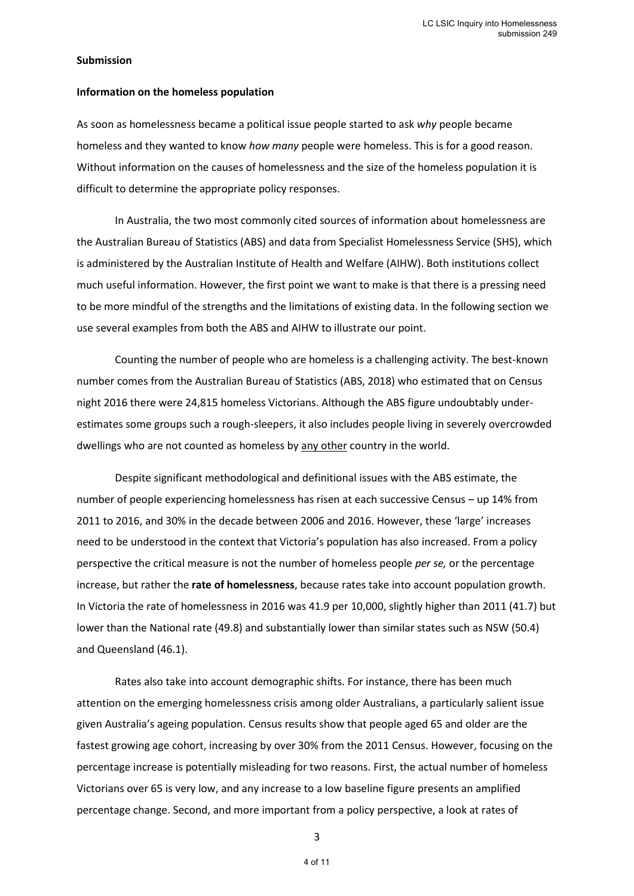**Submission**

**Information on the homeless population**

As soon as homelessness became a political issue people started to ask *why* people became homeless and they wanted to know *how many* people were homeless. This is for a good reason. Without information on the causes of homelessness and the size of the homeless population it is difficult to determine the appropriate policy responses.

In Australia, the two most commonly cited sources of information about homelessness are the Australian Bureau of Statistics (ABS) and data from Specialist Homelessness Service (SHS), which is administered by the Australian Institute of Health and Welfare (AIHW). Both institutions collect much useful information. However, the first point we want to make is that there is a pressing need to be more mindful of the strengths and the limitations of existing data. In the following section we use several examples from both the ABS and AIHW to illustrate our point.

Counting the number of people who are homeless is a challenging activity. The best-known number comes from the Australian Bureau of Statistics (ABS, 2018) who estimated that on Census night 2016 there were 24,815 homeless Victorians. Although the ABS figure undoubtably under-estimates some groups such a rough-sleepers, it also includes people living in severely overcrowded dwellings who are not counted as homeless by <u>any other</u> country in the world.

Despite significant methodological and definitional issues with the ABS estimate, the number of people experiencing homelessness has risen at each successive Census – up 14% from 2011 to 2016, and 30% in the decade between 2006 and 2016. However, these 'large' increases need to be understood in the context that Victoria's population has also increased. From a policy perspective the critical measure is not the number of homeless people *per se,* or the percentage increase, but rather the **rate of homelessness**, because rates take into account population growth. In Victoria the rate of homelessness in 2016 was 41.9 per 10,000, slightly higher than 2011 (41.7) but lower than the National rate (49.8) and substantially lower than similar states such as NSW (50.4) and Queensland (46.1).

Rates also take into account demographic shifts. For instance, there has been much attention on the emerging homelessness crisis among older Australians, a particularly salient issue given Australia's ageing population. Census results show that people aged 65 and older are the fastest growing age cohort, increasing by over 30% from the 2011 Census. However, focusing on the percentage increase is potentially misleading for two reasons. First, the actual number of homeless Victorians over 65 is very low, and any increase to a low baseline figure presents an amplified percentage change. Second, and more important from a policy perspective, a look at rates of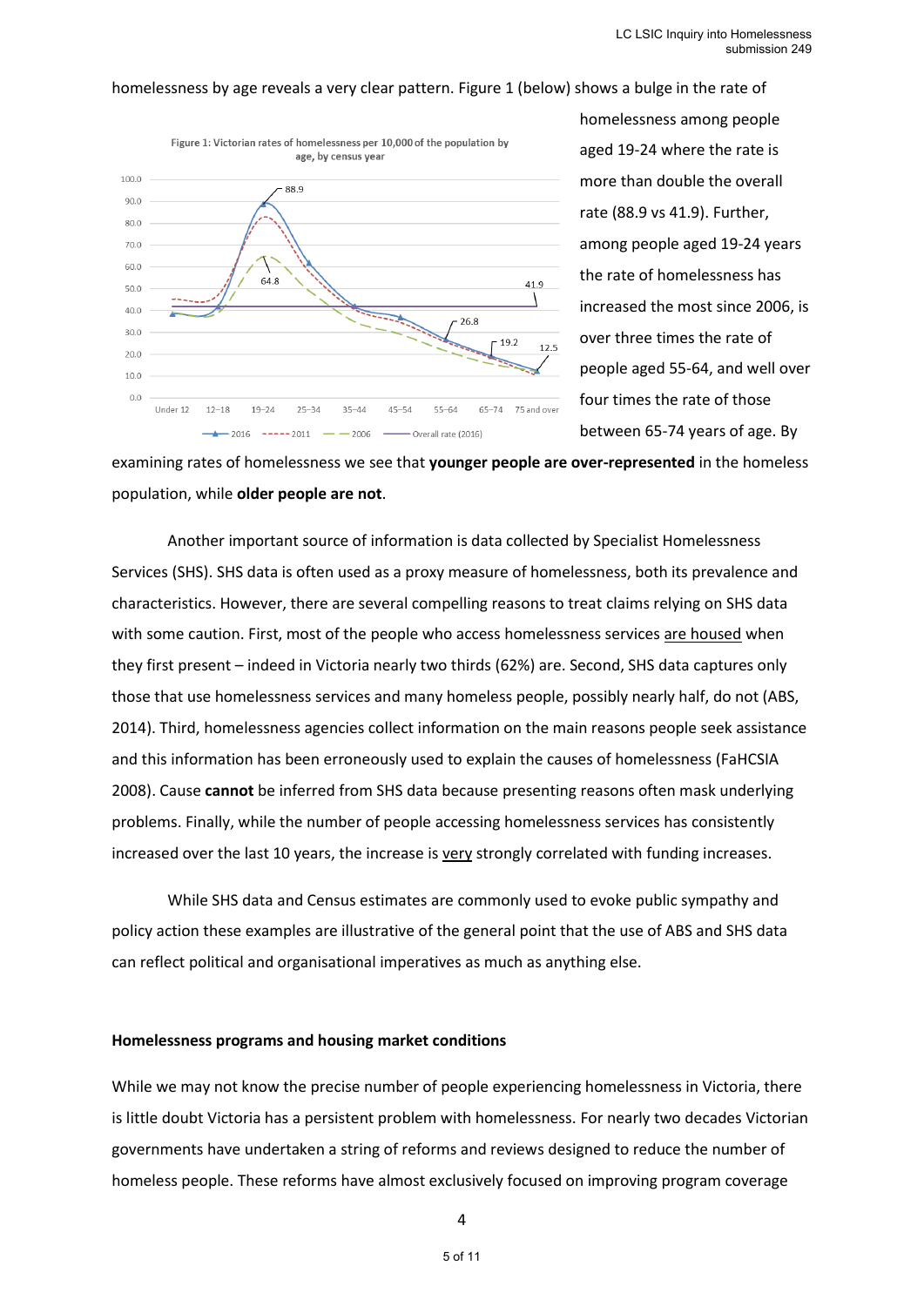homelessness by age reveals a very clear pattern. Figure 1 (below) shows a bulge in the rate of homelessness among people aged 19-24 where the rate is more than double the overall rate (88.9 vs 41.9). Further, among people aged 19-24 years the rate of homelessness has increased the most since 2006, is over three times the rate of people aged 55-64, and well over four times the rate of those between 65-74 years of age. By examining rates of homelessness we see that **younger people are over-represented** in the homeless population, while **older people are not**.

Figure 1: Victorian rates of homelessness per 10,000 of the population by age, by census year

Another important source of information is data collected by Specialist Homelessness Services (SHS). SHS data is often used as a proxy measure of homelessness, both its prevalence and characteristics. However, there are several compelling reasons to treat claims relying on SHS data with some caution. First, most of the people who access homelessness services are housed when they first present – indeed in Victoria nearly two thirds (62%) are. Second, SHS data captures only those that use homelessness services and many homeless people, possibly nearly half, do not (ABS, 2014). Third, homelessness agencies collect information on the main reasons people seek assistance and this information has been erroneously used to explain the causes of homelessness (FaHCSIA 2008). Cause **cannot** be inferred from SHS data because presenting reasons often mask underlying problems. Finally, while the number of people accessing homelessness services has consistently increased over the last 10 years, the increase is very strongly correlated with funding increases.

While SHS data and Census estimates are commonly used to evoke public sympathy and policy action these examples are illustrative of the general point that the use of ABS and SHS data can reflect political and organisational imperatives as much as anything else.

**Homelessness programs and housing market conditions**

While we may not know the precise number of people experiencing homelessness in Victoria, there is little doubt Victoria has a persistent problem with homelessness. For nearly two decades Victorian governments have undertaken a string of reforms and reviews designed to reduce the number of homeless people. These reforms have almost exclusively focused on improving program coverage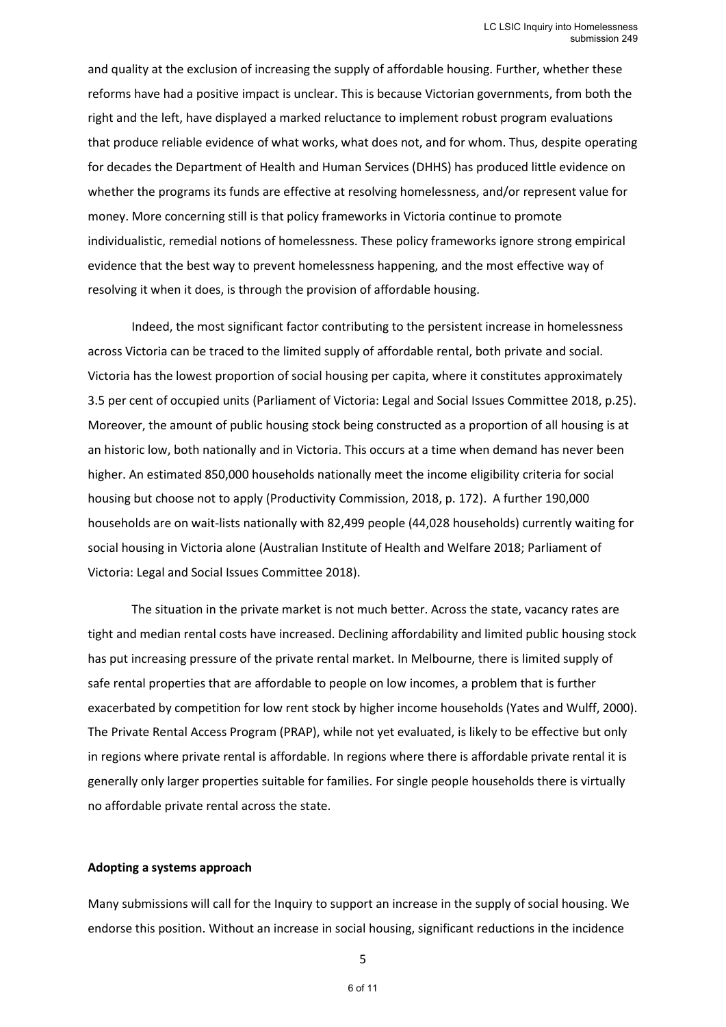and quality at the exclusion of increasing the supply of affordable housing. Further, whether these reforms have had a positive impact is unclear. This is because Victorian governments, from both the right and the left, have displayed a marked reluctance to implement robust program evaluations that produce reliable evidence of what works, what does not, and for whom. Thus, despite operating for decades the Department of Health and Human Services (DHHS) has produced little evidence on whether the programs its funds are effective at resolving homelessness, and/or represent value for money. More concerning still is that policy frameworks in Victoria continue to promote individualistic, remedial notions of homelessness. These policy frameworks ignore strong empirical evidence that the best way to prevent homelessness happening, and the most effective way of resolving it when it does, is through the provision of affordable housing.

Indeed, the most significant factor contributing to the persistent increase in homelessness across Victoria can be traced to the limited supply of affordable rental, both private and social. Victoria has the lowest proportion of social housing per capita, where it constitutes approximately 3.5 per cent of occupied units (Parliament of Victoria: Legal and Social Issues Committee 2018, p.25). Moreover, the amount of public housing stock being constructed as a proportion of all housing is at an historic low, both nationally and in Victoria. This occurs at a time when demand has never been higher. An estimated 850,000 households nationally meet the income eligibility criteria for social housing but choose not to apply (Productivity Commission, 2018, p. 172). A further 190,000 households are on wait-lists nationally with 82,499 people (44,028 households) currently waiting for social housing in Victoria alone (Australian Institute of Health and Welfare 2018; Parliament of Victoria: Legal and Social Issues Committee 2018).

The situation in the private market is not much better. Across the state, vacancy rates are tight and median rental costs have increased. Declining affordability and limited public housing stock has put increasing pressure of the private rental market. In Melbourne, there is limited supply of safe rental properties that are affordable to people on low incomes, a problem that is further exacerbated by competition for low rent stock by higher income households (Yates and Wulff, 2000). The Private Rental Access Program (PRAP), while not yet evaluated, is likely to be effective but only in regions where private rental is affordable. In regions where there is affordable private rental it is generally only larger properties suitable for families. For single people households there is virtually no affordable private rental across the state.

**Adopting a systems approach**

Many submissions will call for the Inquiry to support an increase in the supply of social housing. We endorse this position. Without an increase in social housing, significant reductions in the incidence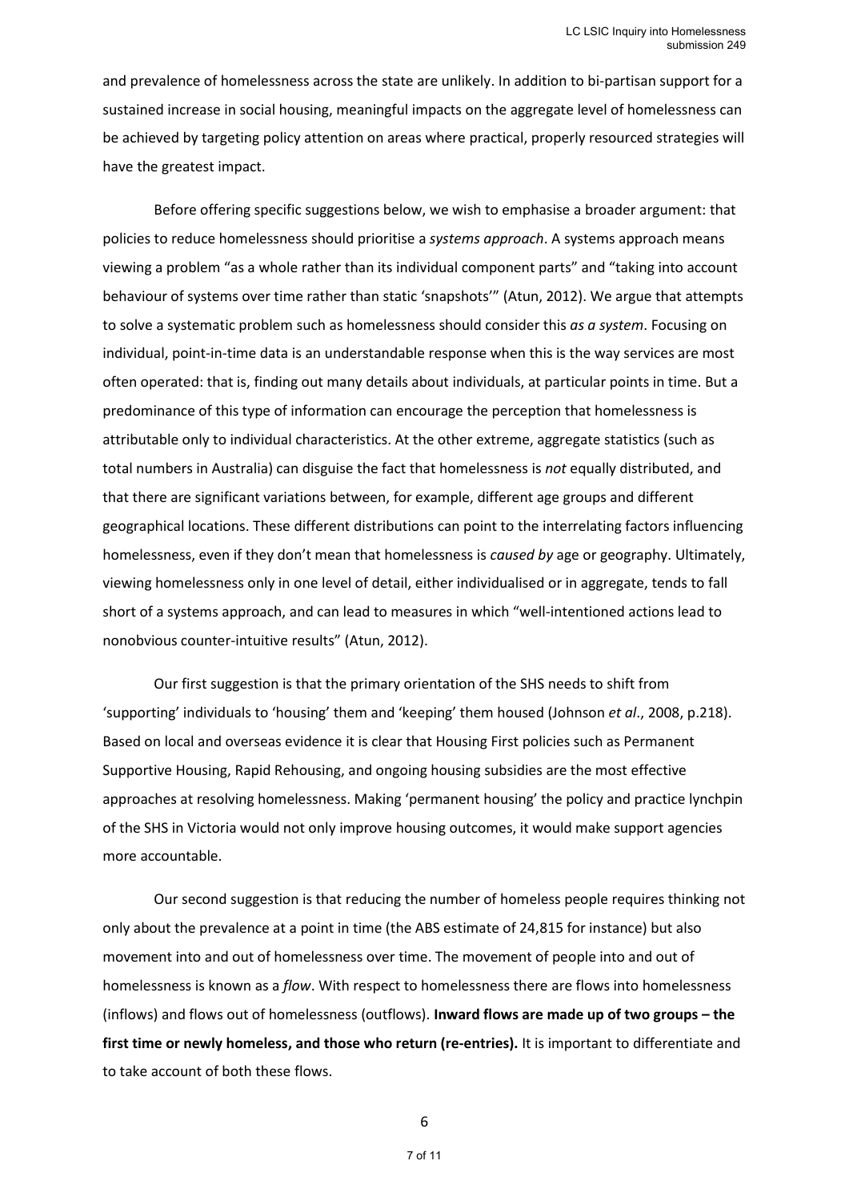and prevalence of homelessness across the state are unlikely. In addition to bi-partisan support for a sustained increase in social housing, meaningful impacts on the aggregate level of homelessness can be achieved by targeting policy attention on areas where practical, properly resourced strategies will have the greatest impact.

Before offering specific suggestions below, we wish to emphasise a broader argument: that policies to reduce homelessness should prioritise a *systems approach*. A systems approach means viewing a problem "as a whole rather than its individual component parts" and "taking into account behaviour of systems over time rather than static 'snapshots'" (Atun, 2012). We argue that attempts to solve a systematic problem such as homelessness should consider this *as a system*. Focusing on individual, point-in-time data is an understandable response when this is the way services are most often operated: that is, finding out many details about individuals, at particular points in time. But a predominance of this type of information can encourage the perception that homelessness is attributable only to individual characteristics. At the other extreme, aggregate statistics (such as total numbers in Australia) can disguise the fact that homelessness is *not* equally distributed, and that there are significant variations between, for example, different age groups and different geographical locations. These different distributions can point to the interrelating factors influencing homelessness, even if they don't mean that homelessness is *caused by* age or geography. Ultimately, viewing homelessness only in one level of detail, either individualised or in aggregate, tends to fall short of a systems approach, and can lead to measures in which "well-intentioned actions lead to nonobvious counter-intuitive results" (Atun, 2012).

Our first suggestion is that the primary orientation of the SHS needs to shift from 'supporting' individuals to 'housing' them and 'keeping' them housed (Johnson *et al*., 2008, p.218). Based on local and overseas evidence it is clear that Housing First policies such as Permanent Supportive Housing, Rapid Rehousing, and ongoing housing subsidies are the most effective approaches at resolving homelessness. Making 'permanent housing' the policy and practice lynchpin of the SHS in Victoria would not only improve housing outcomes, it would make support agencies more accountable.

Our second suggestion is that reducing the number of homeless people requires thinking not only about the prevalence at a point in time (the ABS estimate of 24,815 for instance) but also movement into and out of homelessness over time. The movement of people into and out of homelessness is known as a *flow*. With respect to homelessness there are flows into homelessness (inflows) and flows out of homelessness (outflows). **Inward flows are made up of two groups – the first time or newly homeless, and those who return (re-entries).** It is important to differentiate and to take account of both these flows.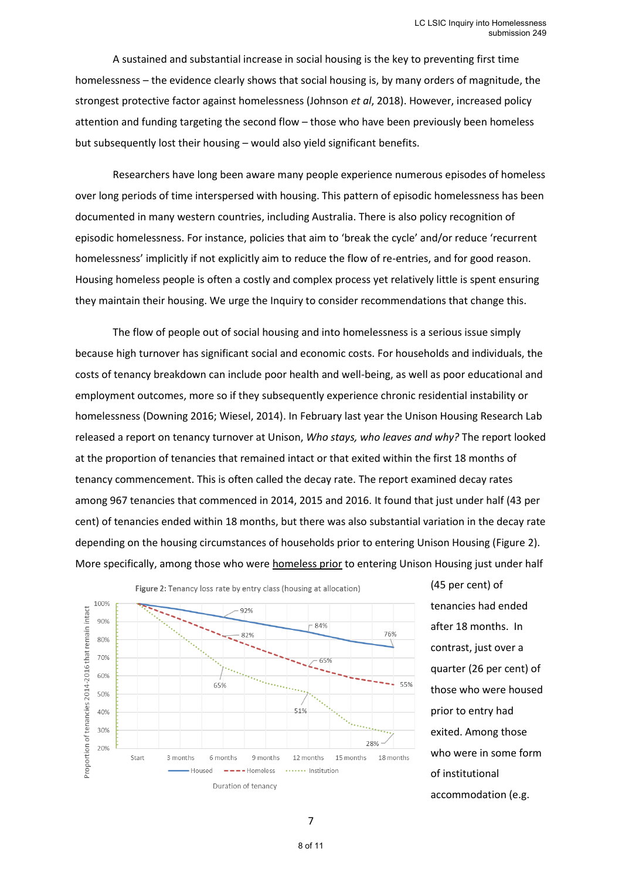A sustained and substantial increase in social housing is the key to preventing first time homelessness – the evidence clearly shows that social housing is, by many orders of magnitude, the strongest protective factor against homelessness (Johnson *et al*, 2018). However, increased policy attention and funding targeting the second flow – those who have been previously been homeless but subsequently lost their housing – would also yield significant benefits.

Researchers have long been aware many people experience numerous episodes of homeless over long periods of time interspersed with housing. This pattern of episodic homelessness has been documented in many western countries, including Australia. There is also policy recognition of episodic homelessness. For instance, policies that aim to 'break the cycle' and/or reduce 'recurrent homelessness' implicitly if not explicitly aim to reduce the flow of re-entries, and for good reason. Housing homeless people is often a costly and complex process yet relatively little is spent ensuring they maintain their housing. We urge the Inquiry to consider recommendations that change this.

The flow of people out of social housing and into homelessness is a serious issue simply because high turnover has significant social and economic costs. For households and individuals, the costs of tenancy breakdown can include poor health and well-being, as well as poor educational and employment outcomes, more so if they subsequently experience chronic residential instability or homelessness (Downing 2016; Wiesel, 2014). In February last year the Unison Housing Research Lab released a report on tenancy turnover at Unison, *Who stays, who leaves and why?* The report looked at the proportion of tenancies that remained intact or that exited within the first 18 months of tenancy commencement. This is often called the decay rate. The report examined decay rates among 967 tenancies that commenced in 2014, 2015 and 2016. It found that just under half (43 per cent) of tenancies ended within 18 months, but there was also substantial variation in the decay rate depending on the housing circumstances of households prior to entering Unison Housing (Figure 2). More specifically, among those who were homeless prior to entering Unison Housing just under half (45 per cent) of tenancies had ended after 18 months. In contrast, just over a quarter (26 per cent) of those who were housed prior to entry had exited. Among those who were in some form of institutional accommodation (e.g.

**Figure 2:** Tenancy loss rate by entry class (housing at allocation)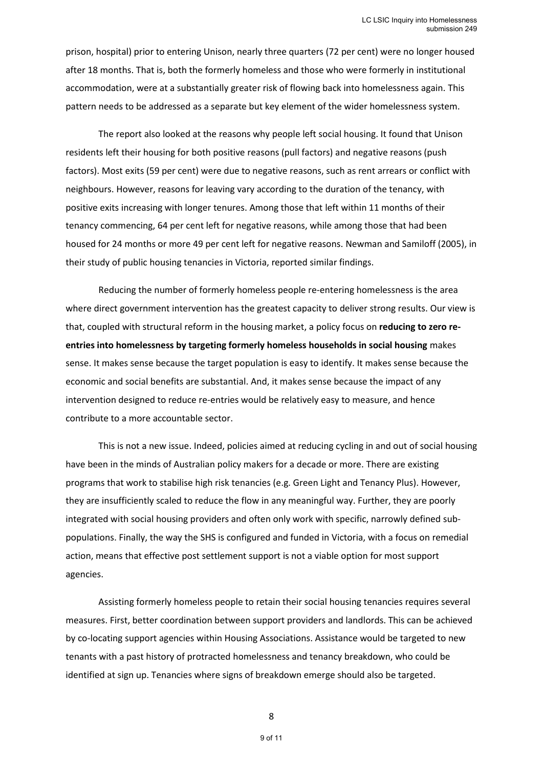prison, hospital) prior to entering Unison, nearly three quarters (72 per cent) were no longer housed after 18 months. That is, both the formerly homeless and those who were formerly in institutional accommodation, were at a substantially greater risk of flowing back into homelessness again. This pattern needs to be addressed as a separate but key element of the wider homelessness system.

The report also looked at the reasons why people left social housing. It found that Unison residents left their housing for both positive reasons (pull factors) and negative reasons (push factors). Most exits (59 per cent) were due to negative reasons, such as rent arrears or conflict with neighbours. However, reasons for leaving vary according to the duration of the tenancy, with positive exits increasing with longer tenures. Among those that left within 11 months of their tenancy commencing, 64 per cent left for negative reasons, while among those that had been housed for 24 months or more 49 per cent left for negative reasons. Newman and Samiloff (2005), in their study of public housing tenancies in Victoria, reported similar findings.

Reducing the number of formerly homeless people re-entering homelessness is the area where direct government intervention has the greatest capacity to deliver strong results. Our view is that, coupled with structural reform in the housing market, a policy focus on **reducing to zero re-entries into homelessness by targeting formerly homeless households in social housing** makes sense. It makes sense because the target population is easy to identify. It makes sense because the economic and social benefits are substantial. And, it makes sense because the impact of any intervention designed to reduce re-entries would be relatively easy to measure, and hence contribute to a more accountable sector.

This is not a new issue. Indeed, policies aimed at reducing cycling in and out of social housing have been in the minds of Australian policy makers for a decade or more. There are existing programs that work to stabilise high risk tenancies (e.g. Green Light and Tenancy Plus). However, they are insufficiently scaled to reduce the flow in any meaningful way. Further, they are poorly integrated with social housing providers and often only work with specific, narrowly defined sub-populations. Finally, the way the SHS is configured and funded in Victoria, with a focus on remedial action, means that effective post settlement support is not a viable option for most support agencies.

Assisting formerly homeless people to retain their social housing tenancies requires several measures. First, better coordination between support providers and landlords. This can be achieved by co-locating support agencies within Housing Associations. Assistance would be targeted to new tenants with a past history of protracted homelessness and tenancy breakdown, who could be identified at sign up. Tenancies where signs of breakdown emerge should also be targeted.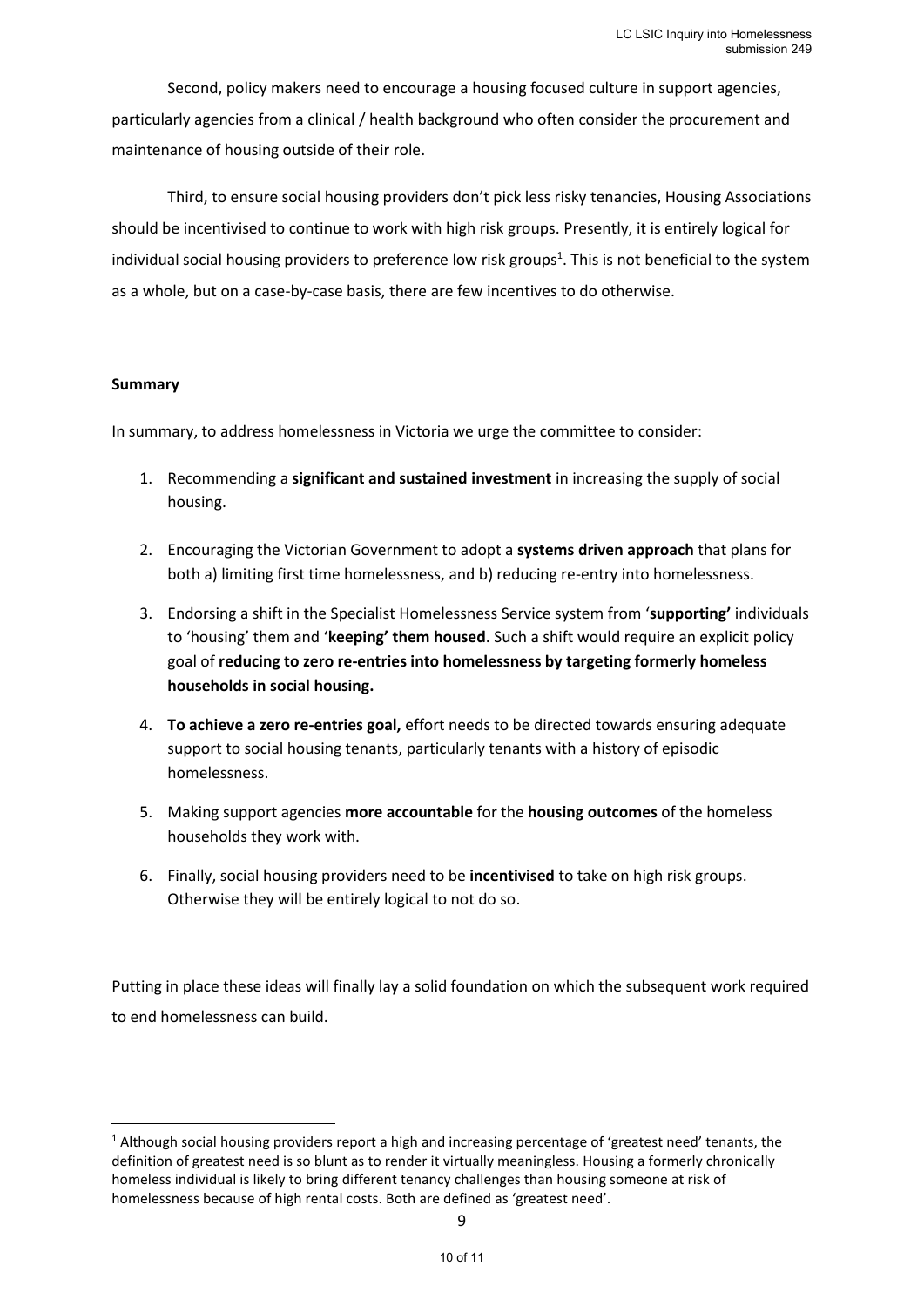Second, policy makers need to encourage a housing focused culture in support agencies, particularly agencies from a clinical / health background who often consider the procurement and maintenance of housing outside of their role.

Third, to ensure social housing providers don't pick less risky tenancies, Housing Associations should be incentivised to continue to work with high risk groups. Presently, it is entirely logical for individual social housing providers to preference low risk groups[1]. This is not beneficial to the system as a whole, but on a case-by-case basis, there are few incentives to do otherwise.

**Summary**

In summary, to address homelessness in Victoria we urge the committee to consider:

1. Recommending a **significant and sustained investment** in increasing the supply of social housing.

2. Encouraging the Victorian Government to adopt a **systems driven approach** that plans for both a) limiting first time homelessness, and b) reducing re-entry into homelessness.

3. Endorsing a shift in the Specialist Homelessness Service system from '**supporting'** individuals to 'housing' them and '**keeping' them housed**. Such a shift would require an explicit policy goal of **reducing to zero re-entries into homelessness by targeting formerly homeless households in social housing.**

4. **To achieve a zero re-entries goal,** effort needs to be directed towards ensuring adequate support to social housing tenants, particularly tenants with a history of episodic homelessness.

5. Making support agencies **more accountable** for the **housing outcomes** of the homeless households they work with.

6. Finally, social housing providers need to be **incentivised** to take on high risk groups. Otherwise they will be entirely logical to not do so.

Putting in place these ideas will finally lay a solid foundation on which the subsequent work required to end homelessness can build.

[1] Although social housing providers report a high and increasing percentage of 'greatest need' tenants, the definition of greatest need is so blunt as to render it virtually meaningless. Housing a formerly chronically homeless individual is likely to bring different tenancy challenges than housing someone at risk of homelessness because of high rental costs. Both are defined as 'greatest need'.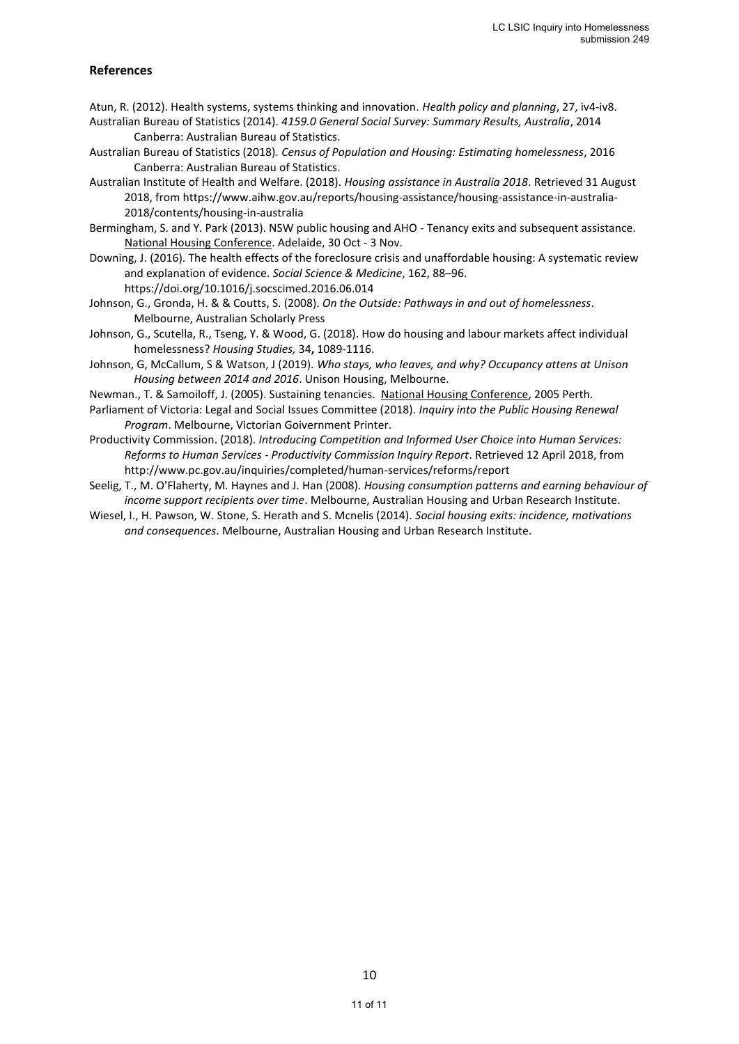## References

Atun, R. (2012). Health systems, systems thinking and innovation. *Health policy and planning*, 27, iv4-iv8.

Australian Bureau of Statistics (2014). *4159.0 General Social Survey: Summary Results, Australia*, 2014 Canberra: Australian Bureau of Statistics.

Australian Bureau of Statistics (2018). *Census of Population and Housing: Estimating homelessness*, 2016 Canberra: Australian Bureau of Statistics.

Australian Institute of Health and Welfare. (2018). *Housing assistance in Australia 2018*. Retrieved 31 August 2018, from https://www.aihw.gov.au/reports/housing-assistance/housing-assistance-in-australia-2018/contents/housing-in-australia

Bermingham, S. and Y. Park (2013). NSW public housing and AHO - Tenancy exits and subsequent assistance. National Housing Conference. Adelaide, 30 Oct - 3 Nov.

Downing, J. (2016). The health effects of the foreclosure crisis and unaffordable housing: A systematic review and explanation of evidence. *Social Science & Medicine*, 162, 88–96. https://doi.org/10.1016/j.socscimed.2016.06.014

Johnson, G., Gronda, H. & & Coutts, S. (2008). *On the Outside: Pathways in and out of homelessness*. Melbourne, Australian Scholarly Press

Johnson, G., Scutella, R., Tseng, Y. & Wood, G. (2018). How do housing and labour markets affect individual homelessness? *Housing Studies,* 34**,** 1089-1116.

Johnson, G, McCallum, S & Watson, J (2019). *Who stays, who leaves, and why? Occupancy attens at Unison Housing between 2014 and 2016*. Unison Housing, Melbourne.

Newman., T. & Samoiloff, J. (2005). Sustaining tenancies. National Housing Conference, 2005 Perth.

Parliament of Victoria: Legal and Social Issues Committee (2018). *Inquiry into the Public Housing Renewal Program*. Melbourne, Victorian Goivernment Printer.

Productivity Commission. (2018). *Introducing Competition and Informed User Choice into Human Services: Reforms to Human Services - Productivity Commission Inquiry Report*. Retrieved 12 April 2018, from http://www.pc.gov.au/inquiries/completed/human-services/reforms/report

Seelig, T., M. O'Flaherty, M. Haynes and J. Han (2008). *Housing consumption patterns and earning behaviour of income support recipients over time*. Melbourne, Australian Housing and Urban Research Institute.

Wiesel, I., H. Pawson, W. Stone, S. Herath and S. Mcnelis (2014). *Social housing exits: incidence, motivations and consequences*. Melbourne, Australian Housing and Urban Research Institute.